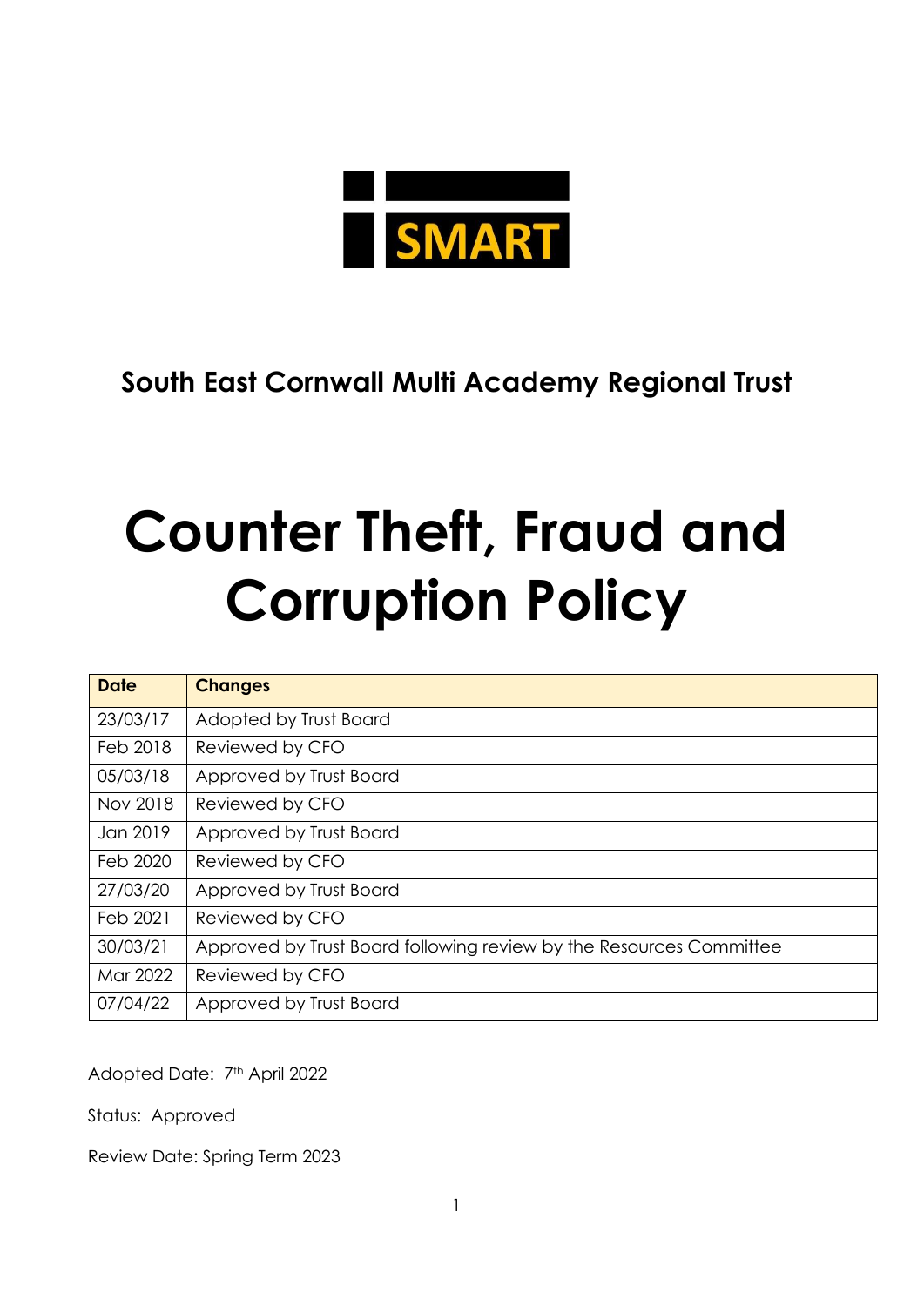SMART

**South East Cornwall Multi Academy Regional Trust**

# Counter Theft, Fraud and Corruption Policy

| Date | Changes |
|---|---|
| 23/03/17 | Adopted by Trust Board |
| Feb 2018 | Reviewed by CFO |
| 05/03/18 | Approved by Trust Board |
| Nov 2018 | Reviewed by CFO |
| Jan 2019 | Approved by Trust Board |
| Feb 2020 | Reviewed by CFO |
| 27/03/20 | Approved by Trust Board |
| Feb 2021 | Reviewed by CFO |
| 30/03/21 | Approved by Trust Board following review by the Resources Committee |
| Mar 2022 | Reviewed by CFO |
| 07/04/22 | Approved by Trust Board |

Adopted Date: 7th April 2022

Status: Approved

Review Date: Spring Term 2023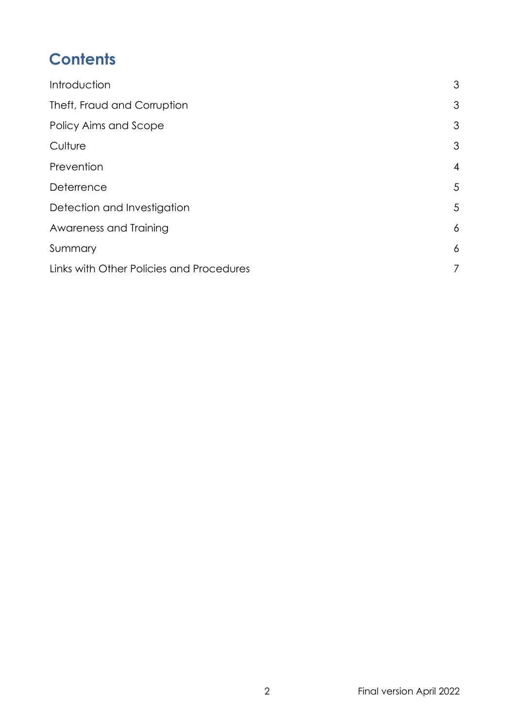# Contents

| | |
|---|---|
| Introduction | 3 |
| Theft, Fraud and Corruption | 3 |
| Policy Aims and Scope | 3 |
| Culture | 3 |
| Prevention | 4 |
| Deterrence | 5 |
| Detection and Investigation | 5 |
| Awareness and Training | 6 |
| Summary | 6 |
| Links with Other Policies and Procedures | 7 |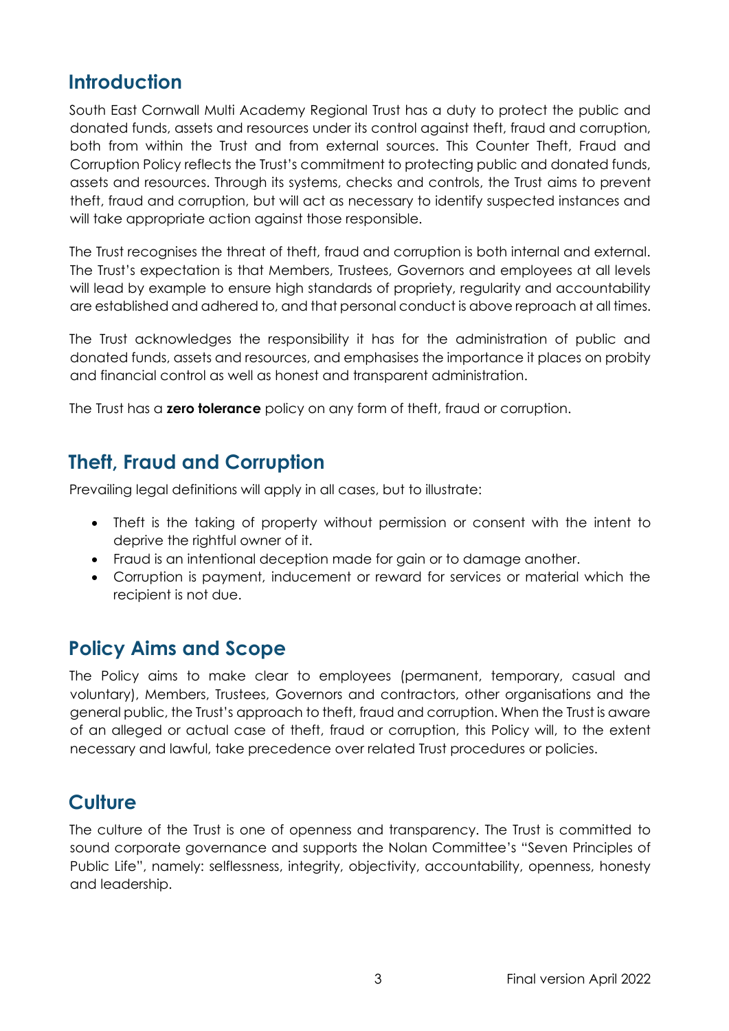## Introduction

South East Cornwall Multi Academy Regional Trust has a duty to protect the public and donated funds, assets and resources under its control against theft, fraud and corruption, both from within the Trust and from external sources. This Counter Theft, Fraud and Corruption Policy reflects the Trust's commitment to protecting public and donated funds, assets and resources. Through its systems, checks and controls, the Trust aims to prevent theft, fraud and corruption, but will act as necessary to identify suspected instances and will take appropriate action against those responsible.

The Trust recognises the threat of theft, fraud and corruption is both internal and external. The Trust's expectation is that Members, Trustees, Governors and employees at all levels will lead by example to ensure high standards of propriety, regularity and accountability are established and adhered to, and that personal conduct is above reproach at all times.

The Trust acknowledges the responsibility it has for the administration of public and donated funds, assets and resources, and emphasises the importance it places on probity and financial control as well as honest and transparent administration.

The Trust has a **zero tolerance** policy on any form of theft, fraud or corruption.

## Theft, Fraud and Corruption

Prevailing legal definitions will apply in all cases, but to illustrate:

- Theft is the taking of property without permission or consent with the intent to deprive the rightful owner of it.
- Fraud is an intentional deception made for gain or to damage another.
- Corruption is payment, inducement or reward for services or material which the recipient is not due.

## Policy Aims and Scope

The Policy aims to make clear to employees (permanent, temporary, casual and voluntary), Members, Trustees, Governors and contractors, other organisations and the general public, the Trust's approach to theft, fraud and corruption. When the Trust is aware of an alleged or actual case of theft, fraud or corruption, this Policy will, to the extent necessary and lawful, take precedence over related Trust procedures or policies.

## Culture

The culture of the Trust is one of openness and transparency. The Trust is committed to sound corporate governance and supports the Nolan Committee's "Seven Principles of Public Life", namely: selflessness, integrity, objectivity, accountability, openness, honesty and leadership.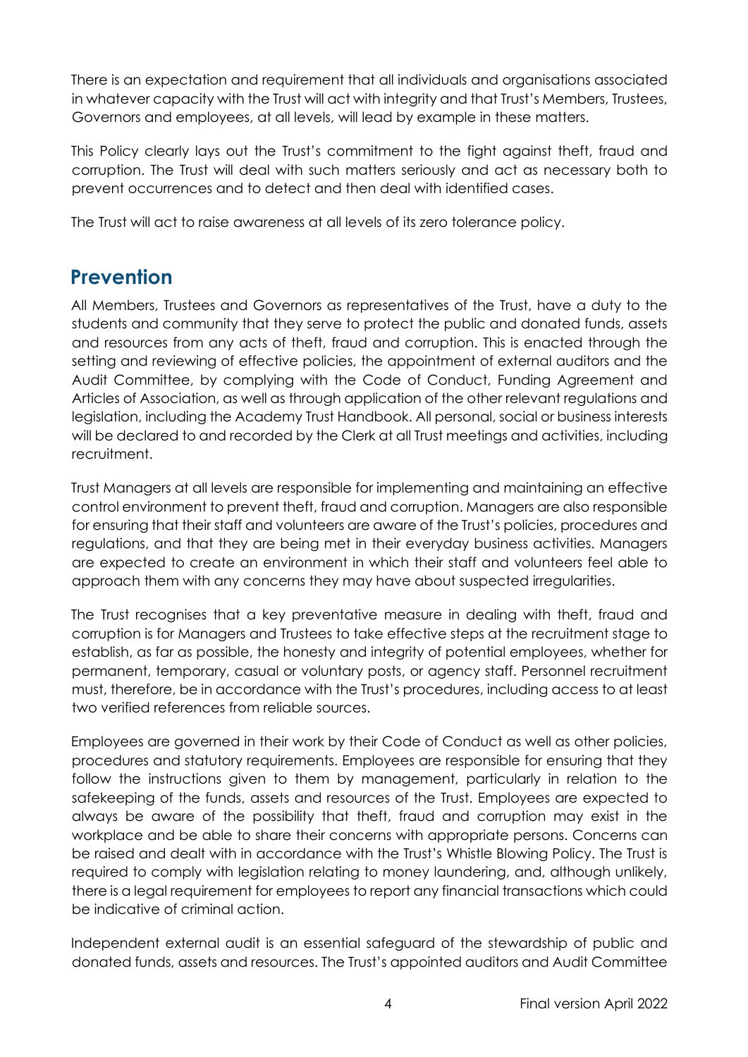There is an expectation and requirement that all individuals and organisations associated in whatever capacity with the Trust will act with integrity and that Trust's Members, Trustees, Governors and employees, at all levels, will lead by example in these matters.

This Policy clearly lays out the Trust's commitment to the fight against theft, fraud and corruption. The Trust will deal with such matters seriously and act as necessary both to prevent occurrences and to detect and then deal with identified cases.

The Trust will act to raise awareness at all levels of its zero tolerance policy.

## Prevention

All Members, Trustees and Governors as representatives of the Trust, have a duty to the students and community that they serve to protect the public and donated funds, assets and resources from any acts of theft, fraud and corruption. This is enacted through the setting and reviewing of effective policies, the appointment of external auditors and the Audit Committee, by complying with the Code of Conduct, Funding Agreement and Articles of Association, as well as through application of the other relevant regulations and legislation, including the Academy Trust Handbook. All personal, social or business interests will be declared to and recorded by the Clerk at all Trust meetings and activities, including recruitment.

Trust Managers at all levels are responsible for implementing and maintaining an effective control environment to prevent theft, fraud and corruption. Managers are also responsible for ensuring that their staff and volunteers are aware of the Trust's policies, procedures and regulations, and that they are being met in their everyday business activities. Managers are expected to create an environment in which their staff and volunteers feel able to approach them with any concerns they may have about suspected irregularities.

The Trust recognises that a key preventative measure in dealing with theft, fraud and corruption is for Managers and Trustees to take effective steps at the recruitment stage to establish, as far as possible, the honesty and integrity of potential employees, whether for permanent, temporary, casual or voluntary posts, or agency staff. Personnel recruitment must, therefore, be in accordance with the Trust's procedures, including access to at least two verified references from reliable sources.

Employees are governed in their work by their Code of Conduct as well as other policies, procedures and statutory requirements. Employees are responsible for ensuring that they follow the instructions given to them by management, particularly in relation to the safekeeping of the funds, assets and resources of the Trust. Employees are expected to always be aware of the possibility that theft, fraud and corruption may exist in the workplace and be able to share their concerns with appropriate persons. Concerns can be raised and dealt with in accordance with the Trust's Whistle Blowing Policy. The Trust is required to comply with legislation relating to money laundering, and, although unlikely, there is a legal requirement for employees to report any financial transactions which could be indicative of criminal action.

Independent external audit is an essential safeguard of the stewardship of public and donated funds, assets and resources. The Trust's appointed auditors and Audit Committee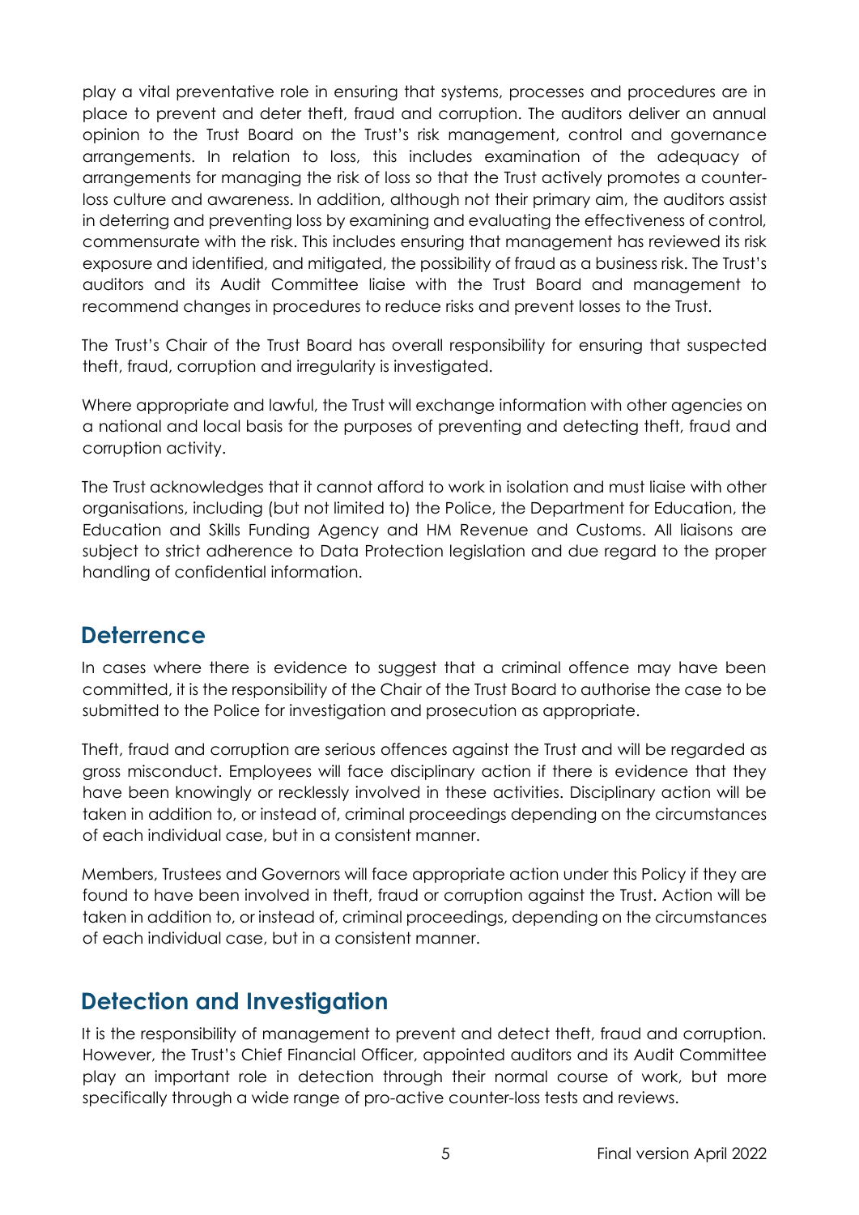play a vital preventative role in ensuring that systems, processes and procedures are in place to prevent and deter theft, fraud and corruption. The auditors deliver an annual opinion to the Trust Board on the Trust's risk management, control and governance arrangements. In relation to loss, this includes examination of the adequacy of arrangements for managing the risk of loss so that the Trust actively promotes a counter-loss culture and awareness. In addition, although not their primary aim, the auditors assist in deterring and preventing loss by examining and evaluating the effectiveness of control, commensurate with the risk. This includes ensuring that management has reviewed its risk exposure and identified, and mitigated, the possibility of fraud as a business risk. The Trust's auditors and its Audit Committee liaise with the Trust Board and management to recommend changes in procedures to reduce risks and prevent losses to the Trust.

The Trust's Chair of the Trust Board has overall responsibility for ensuring that suspected theft, fraud, corruption and irregularity is investigated.

Where appropriate and lawful, the Trust will exchange information with other agencies on a national and local basis for the purposes of preventing and detecting theft, fraud and corruption activity.

The Trust acknowledges that it cannot afford to work in isolation and must liaise with other organisations, including (but not limited to) the Police, the Department for Education, the Education and Skills Funding Agency and HM Revenue and Customs. All liaisons are subject to strict adherence to Data Protection legislation and due regard to the proper handling of confidential information.

## Deterrence

In cases where there is evidence to suggest that a criminal offence may have been committed, it is the responsibility of the Chair of the Trust Board to authorise the case to be submitted to the Police for investigation and prosecution as appropriate.

Theft, fraud and corruption are serious offences against the Trust and will be regarded as gross misconduct. Employees will face disciplinary action if there is evidence that they have been knowingly or recklessly involved in these activities. Disciplinary action will be taken in addition to, or instead of, criminal proceedings depending on the circumstances of each individual case, but in a consistent manner.

Members, Trustees and Governors will face appropriate action under this Policy if they are found to have been involved in theft, fraud or corruption against the Trust. Action will be taken in addition to, or instead of, criminal proceedings, depending on the circumstances of each individual case, but in a consistent manner.

## Detection and Investigation

It is the responsibility of management to prevent and detect theft, fraud and corruption. However, the Trust's Chief Financial Officer, appointed auditors and its Audit Committee play an important role in detection through their normal course of work, but more specifically through a wide range of pro-active counter-loss tests and reviews.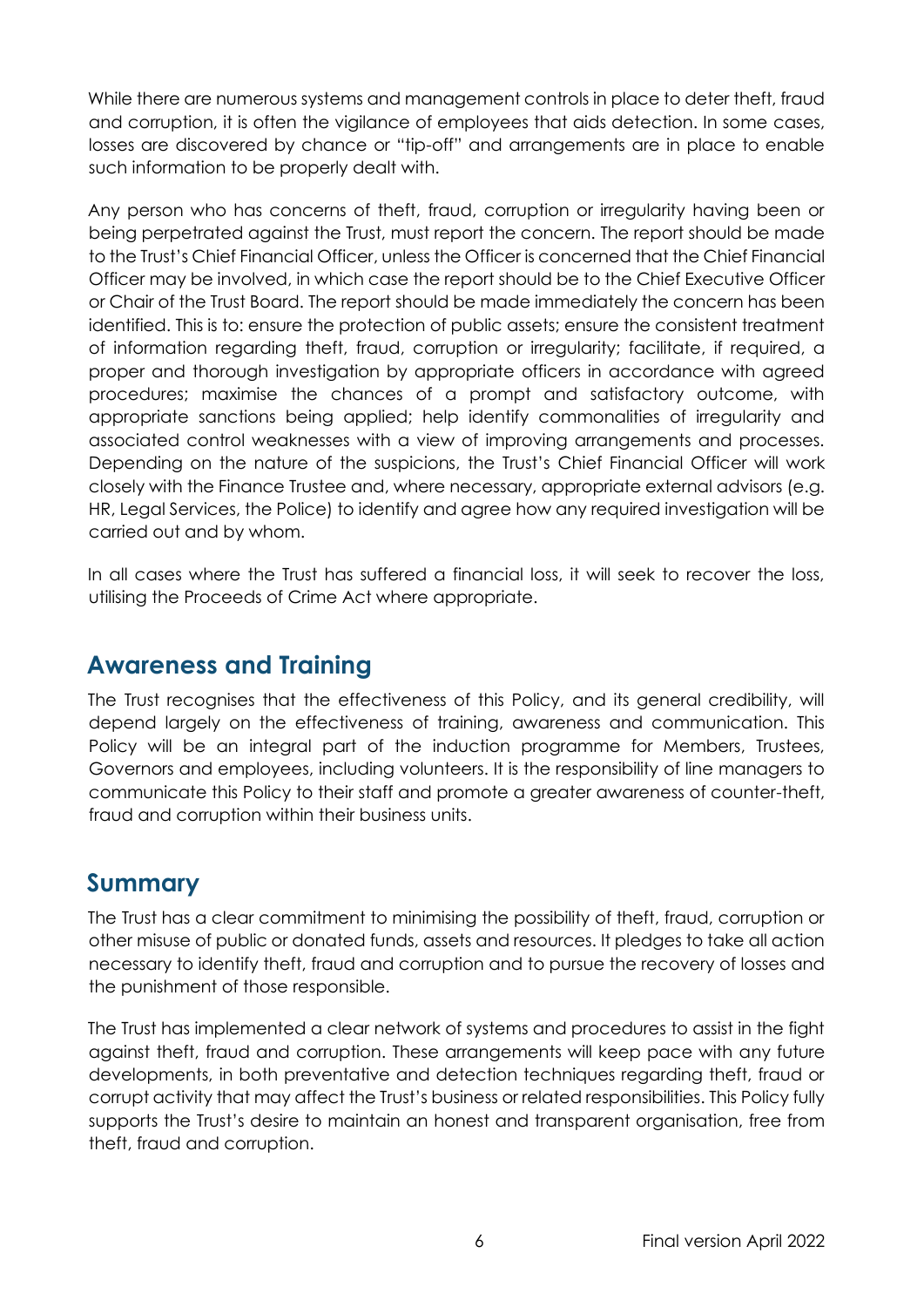While there are numerous systems and management controls in place to deter theft, fraud and corruption, it is often the vigilance of employees that aids detection. In some cases, losses are discovered by chance or "tip-off" and arrangements are in place to enable such information to be properly dealt with.

Any person who has concerns of theft, fraud, corruption or irregularity having been or being perpetrated against the Trust, must report the concern. The report should be made to the Trust's Chief Financial Officer, unless the Officer is concerned that the Chief Financial Officer may be involved, in which case the report should be to the Chief Executive Officer or Chair of the Trust Board. The report should be made immediately the concern has been identified. This is to: ensure the protection of public assets; ensure the consistent treatment of information regarding theft, fraud, corruption or irregularity; facilitate, if required, a proper and thorough investigation by appropriate officers in accordance with agreed procedures; maximise the chances of a prompt and satisfactory outcome, with appropriate sanctions being applied; help identify commonalities of irregularity and associated control weaknesses with a view of improving arrangements and processes. Depending on the nature of the suspicions, the Trust's Chief Financial Officer will work closely with the Finance Trustee and, where necessary, appropriate external advisors (e.g. HR, Legal Services, the Police) to identify and agree how any required investigation will be carried out and by whom.

In all cases where the Trust has suffered a financial loss, it will seek to recover the loss, utilising the Proceeds of Crime Act where appropriate.

## Awareness and Training

The Trust recognises that the effectiveness of this Policy, and its general credibility, will depend largely on the effectiveness of training, awareness and communication. This Policy will be an integral part of the induction programme for Members, Trustees, Governors and employees, including volunteers. It is the responsibility of line managers to communicate this Policy to their staff and promote a greater awareness of counter-theft, fraud and corruption within their business units.

## Summary

The Trust has a clear commitment to minimising the possibility of theft, fraud, corruption or other misuse of public or donated funds, assets and resources. It pledges to take all action necessary to identify theft, fraud and corruption and to pursue the recovery of losses and the punishment of those responsible.

The Trust has implemented a clear network of systems and procedures to assist in the fight against theft, fraud and corruption. These arrangements will keep pace with any future developments, in both preventative and detection techniques regarding theft, fraud or corrupt activity that may affect the Trust's business or related responsibilities. This Policy fully supports the Trust's desire to maintain an honest and transparent organisation, free from theft, fraud and corruption.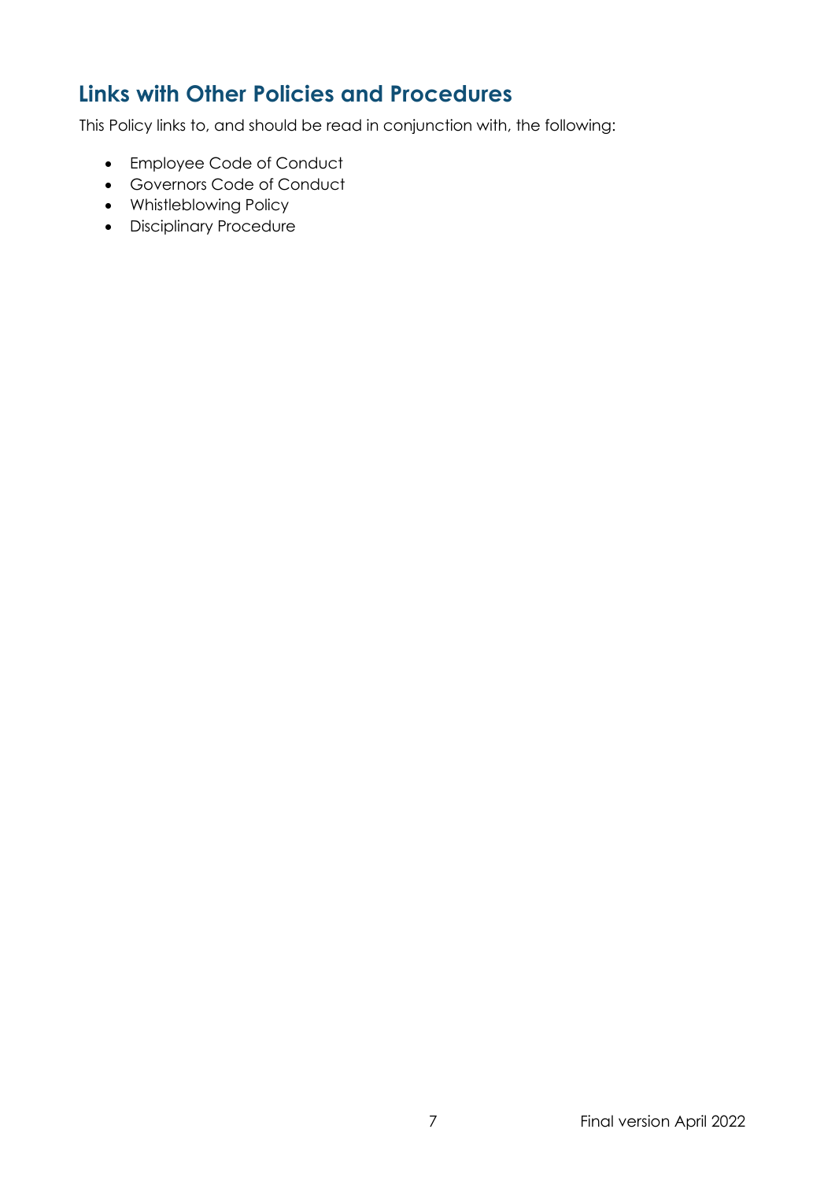## Links with Other Policies and Procedures

This Policy links to, and should be read in conjunction with, the following:

- Employee Code of Conduct
- Governors Code of Conduct
- Whistleblowing Policy
- Disciplinary Procedure